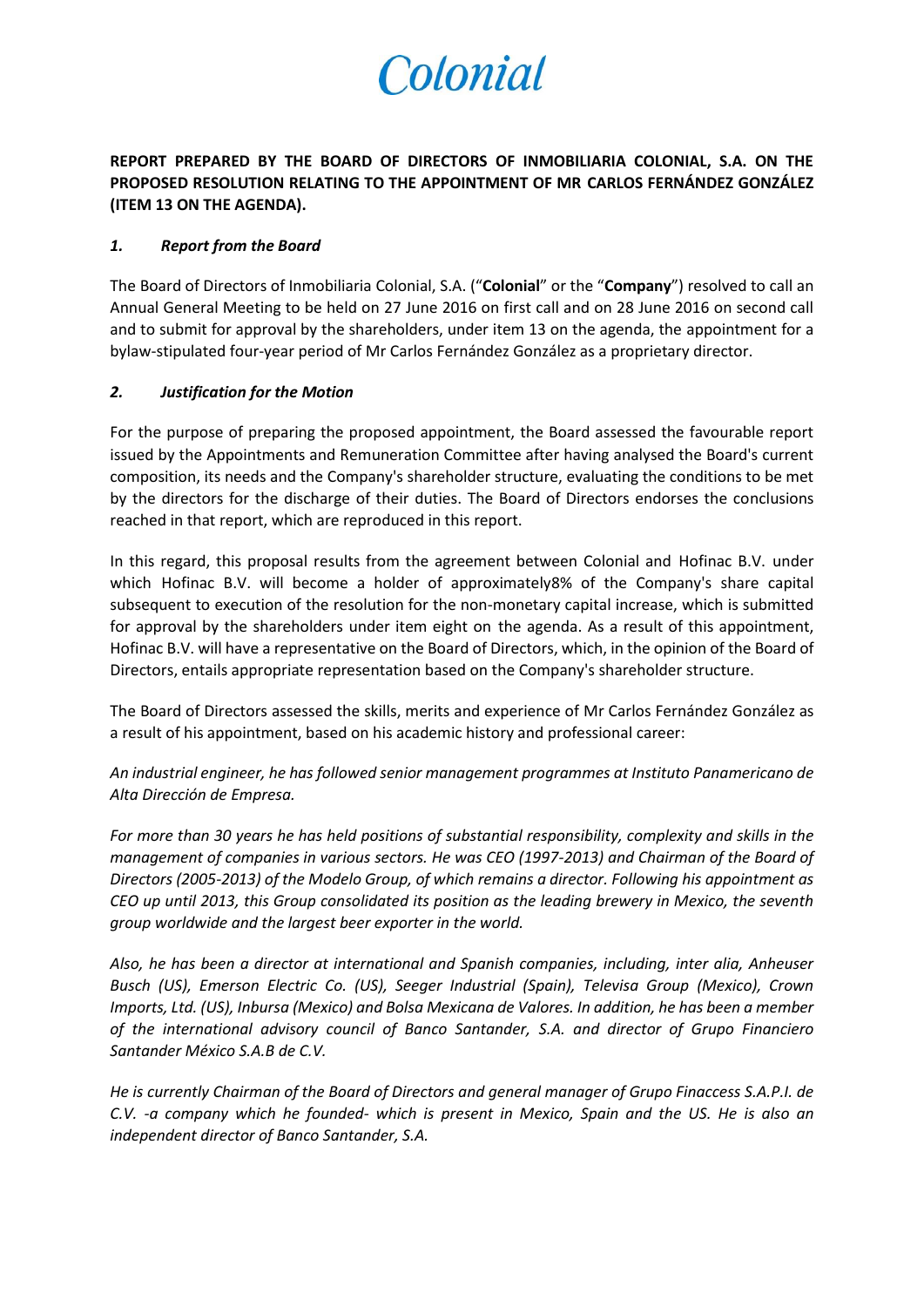Colonial

**REPORT PREPARED BY THE BOARD OF DIRECTORS OF INMOBILIARIA COLONIAL, S.A. ON THE PROPOSED RESOLUTION RELATING TO THE APPOINTMENT OF MR CARLOS FERNÁNDEZ GONZÁLEZ (ITEM 13 ON THE AGENDA).**

## *1. Report from the Board*

The Board of Directors of Inmobiliaria Colonial, S.A. ("**Colonial**" or the "**Company**") resolved to call an Annual General Meeting to be held on 27 June 2016 on first call and on 28 June 2016 on second call and to submit for approval by the shareholders, under item 13 on the agenda, the appointment for a bylaw-stipulated four-year period of Mr Carlos Fernández González as a proprietary director.

## *2. Justification for the Motion*

For the purpose of preparing the proposed appointment, the Board assessed the favourable report issued by the Appointments and Remuneration Committee after having analysed the Board's current composition, its needs and the Company's shareholder structure, evaluating the conditions to be met by the directors for the discharge of their duties. The Board of Directors endorses the conclusions reached in that report, which are reproduced in this report.

In this regard, this proposal results from the agreement between Colonial and Hofinac B.V. under which Hofinac B.V. will become a holder of approximately8% of the Company's share capital subsequent to execution of the resolution for the non-monetary capital increase, which is submitted for approval by the shareholders under item eight on the agenda. As a result of this appointment, Hofinac B.V. will have a representative on the Board of Directors, which, in the opinion of the Board of Directors, entails appropriate representation based on the Company's shareholder structure.

The Board of Directors assessed the skills, merits and experience of Mr Carlos Fernández González as a result of his appointment, based on his academic history and professional career:

*An industrial engineer, he has followed senior management programmes at Instituto Panamericano de Alta Dirección de Empresa.*

*For more than 30 years he has held positions of substantial responsibility, complexity and skills in the management of companies in various sectors. He was CEO (1997-2013) and Chairman of the Board of Directors (2005-2013) of the Modelo Group, of which remains a director. Following his appointment as CEO up until 2013, this Group consolidated its position as the leading brewery in Mexico, the seventh group worldwide and the largest beer exporter in the world.*

*Also, he has been a director at international and Spanish companies, including, inter alia, Anheuser Busch (US), Emerson Electric Co. (US), Seeger Industrial (Spain), Televisa Group (Mexico), Crown Imports, Ltd. (US), Inbursa (Mexico) and Bolsa Mexicana de Valores. In addition, he has been a member of the international advisory council of Banco Santander, S.A. and director of Grupo Financiero Santander México S.A.B de C.V.*

*He is currently Chairman of the Board of Directors and general manager of Grupo Finaccess S.A.P.I. de C.V. -a company which he founded- which is present in Mexico, Spain and the US. He is also an independent director of Banco Santander, S.A.*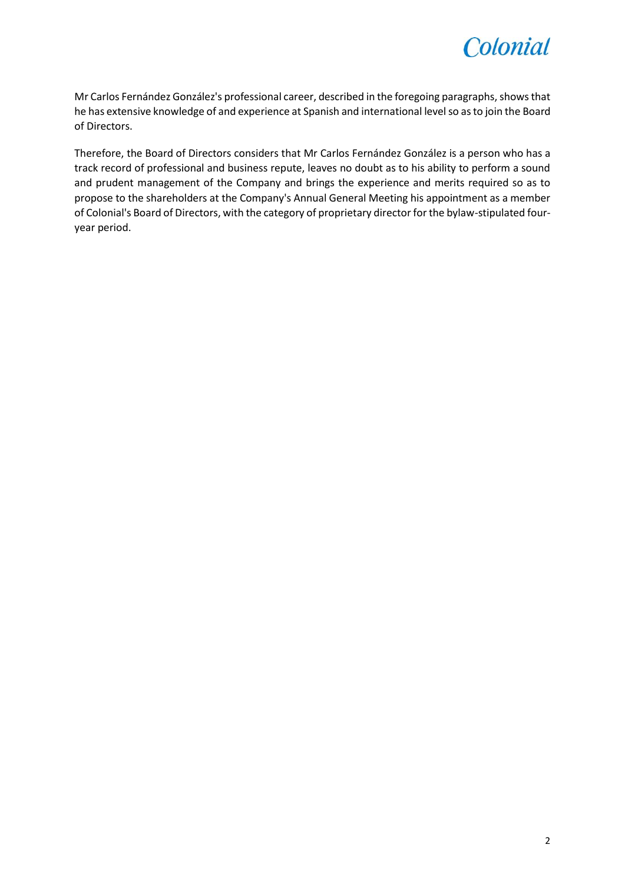Mr Carlos Fernández González's professional career, described in the foregoing paragraphs, shows that he has extensive knowledge of and experience at Spanish and international level so as to join the Board of Directors.

Therefore, the Board of Directors considers that Mr Carlos Fernández González is a person who has a track record of professional and business repute, leaves no doubt as to his ability to perform a sound and prudent management of the Company and brings the experience and merits required so as to propose to the shareholders at the Company's Annual General Meeting his appointment as a member of Colonial's Board of Directors, with the category of proprietary director for the bylaw-stipulated four-year period.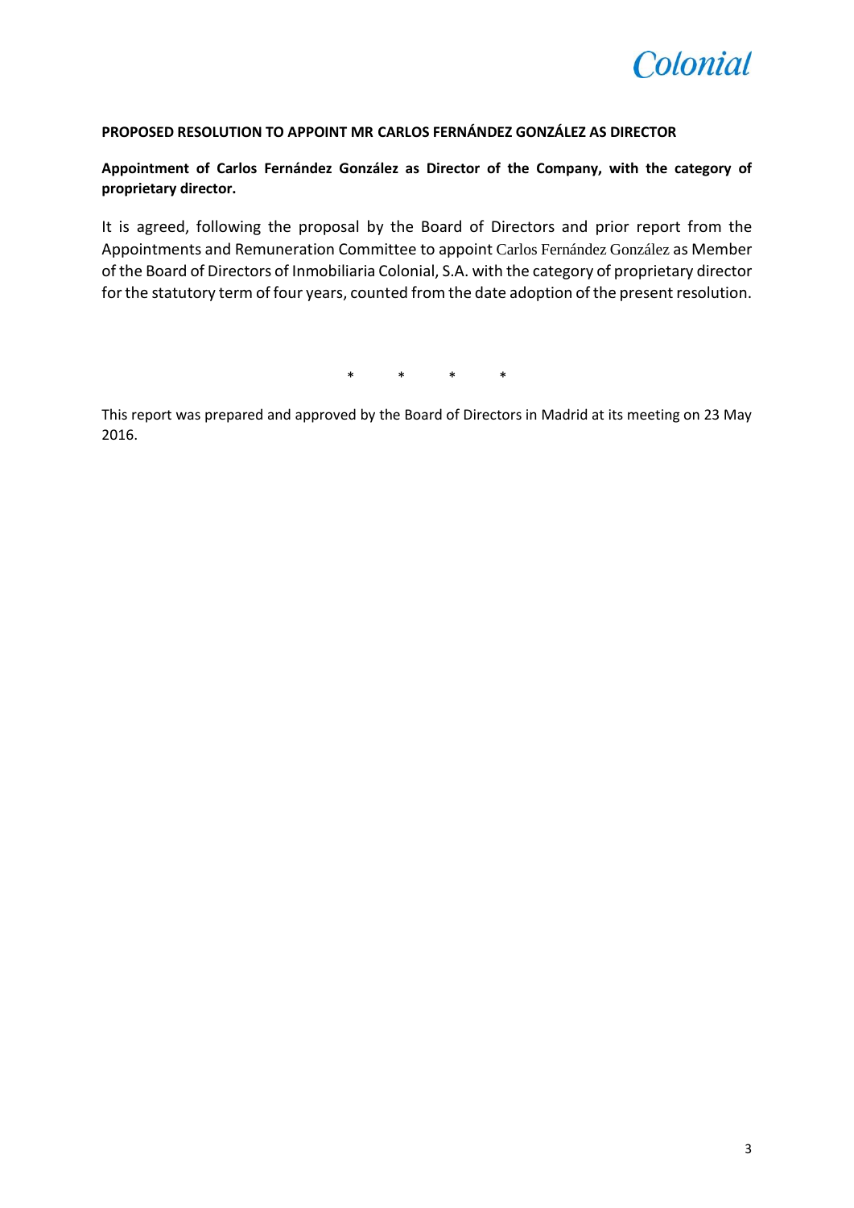**PROPOSED RESOLUTION TO APPOINT MR CARLOS FERNÁNDEZ GONZÁLEZ AS DIRECTOR**

**Appointment of Carlos Fernández González as Director of the Company, with the category of proprietary director.**

It is agreed, following the proposal by the Board of Directors and prior report from the Appointments and Remuneration Committee to appoint Carlos Fernández González as Member of the Board of Directors of Inmobiliaria Colonial, S.A. with the category of proprietary director for the statutory term of four years, counted from the date adoption of the present resolution.

\*  \*  \*  \*

This report was prepared and approved by the Board of Directors in Madrid at its meeting on 23 May 2016.